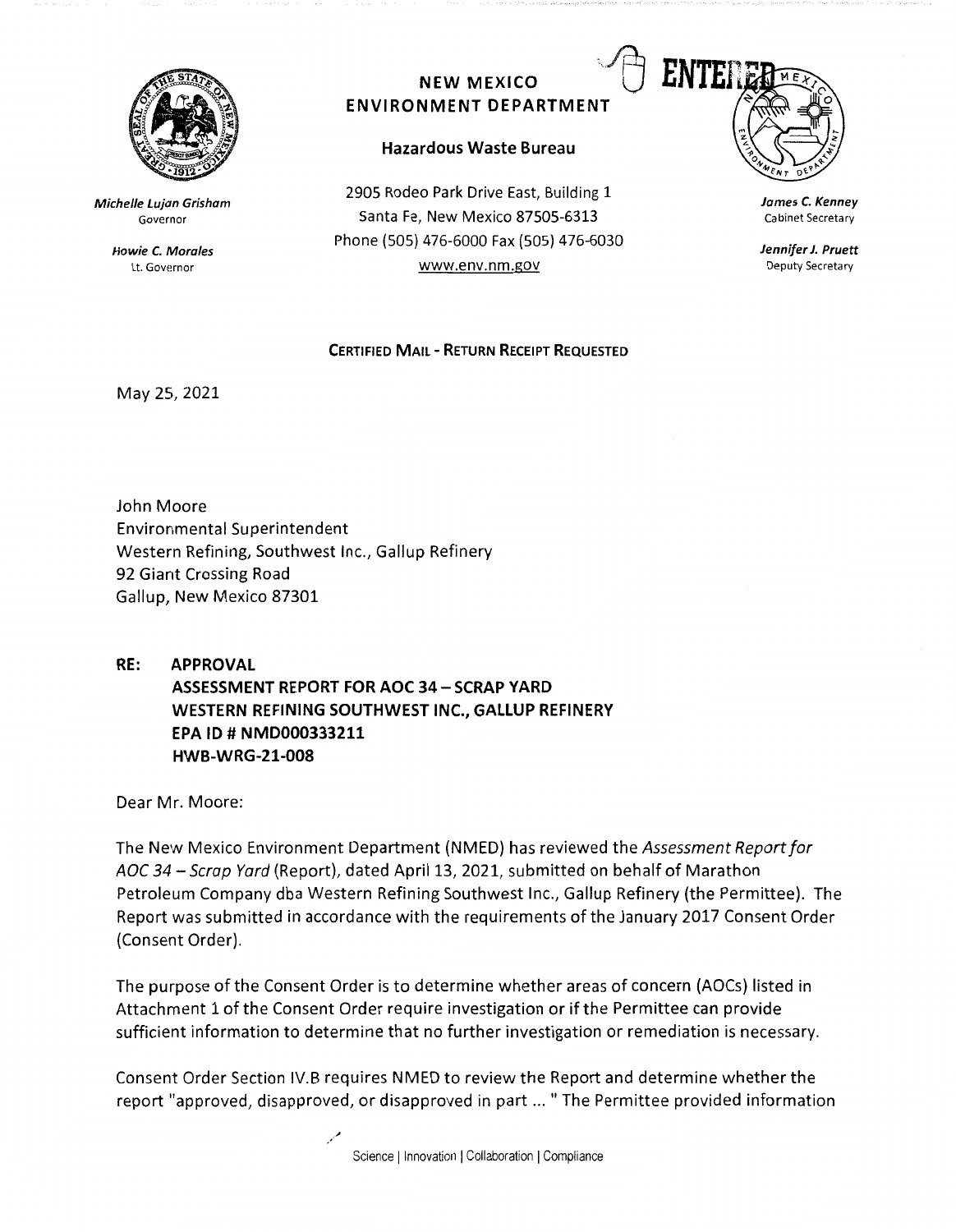# NEW MEXICO ENVIRONMENT DEPARTMENT

## Hazardous Waste Bureau

ENTERED

*Michelle Lujan Grisham*
Governor

*Howie C. Morales*
Lt. Governor

2905 Rodeo Park Drive East, Building 1
Santa Fe, New Mexico 87505-6313
Phone (505) 476-6000 Fax (505) 476-6030
www.env.nm.gov

*James C. Kenney*
Cabinet Secretary

*Jennifer J. Pruett*
Deputy Secretary

**CERTIFIED MAIL - RETURN RECEIPT REQUESTED**

May 25, 2021

John Moore
Environmental Superintendent
Western Refining, Southwest Inc., Gallup Refinery
92 Giant Crossing Road
Gallup, New Mexico 87301

**RE: APPROVAL**
**ASSESSMENT REPORT FOR AOC 34 – SCRAP YARD**
**WESTERN REFINING SOUTHWEST INC., GALLUP REFINERY**
**EPA ID # NMD000333211**
**HWB-WRG-21-008**

Dear Mr. Moore:

The New Mexico Environment Department (NMED) has reviewed the *Assessment Report for AOC 34 – Scrap Yard* (Report), dated April 13, 2021, submitted on behalf of Marathon Petroleum Company dba Western Refining Southwest Inc., Gallup Refinery (the Permittee). The Report was submitted in accordance with the requirements of the January 2017 Consent Order (Consent Order).

The purpose of the Consent Order is to determine whether areas of concern (AOCs) listed in Attachment 1 of the Consent Order require investigation or if the Permittee can provide sufficient information to determine that no further investigation or remediation is necessary.

Consent Order Section IV.B requires NMED to review the Report and determine whether the report "approved, disapproved, or disapproved in part ... " The Permittee provided information

Science | Innovation | Collaboration | Compliance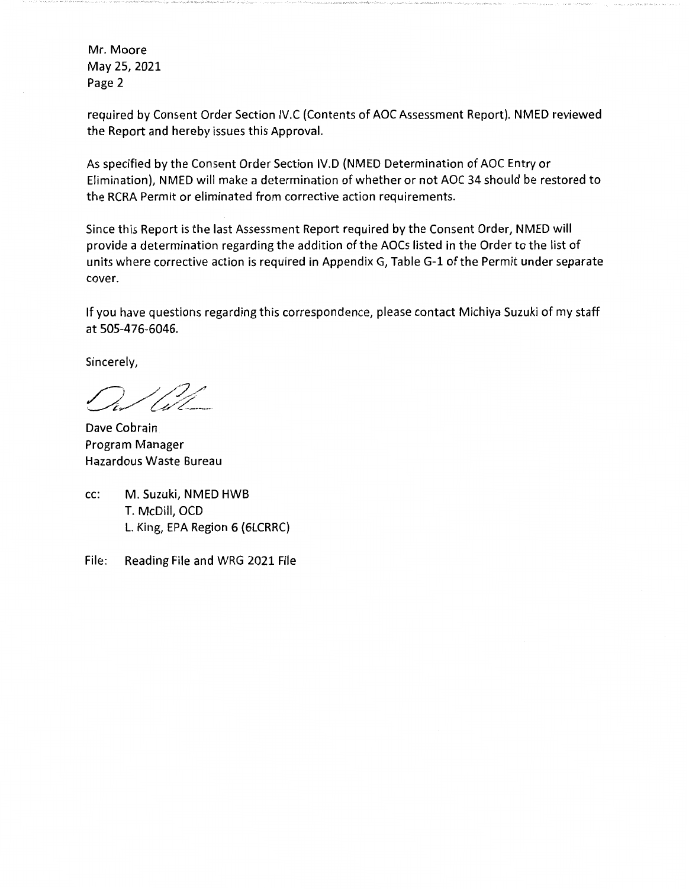Mr. Moore
May 25, 2021
Page 2

required by Consent Order Section IV.C (Contents of AOC Assessment Report). NMED reviewed the Report and hereby issues this Approval.

As specified by the Consent Order Section IV.D (NMED Determination of AOC Entry or Elimination), NMED will make a determination of whether or not AOC 34 should be restored to the RCRA Permit or eliminated from corrective action requirements.

Since this Report is the last Assessment Report required by the Consent Order, NMED will provide a determination regarding the addition of the AOCs listed in the Order to the list of units where corrective action is required in Appendix G, Table G-1 of the Permit under separate cover.

If you have questions regarding this correspondence, please contact Michiya Suzuki of my staff at 505-476-6046.

Sincerely,

Dave Cobrain
Program Manager
Hazardous Waste Bureau

cc: M. Suzuki, NMED HWB
T. McDill, OCD
L. King, EPA Region 6 (6LCRRC)

File: Reading File and WRG 2021 File